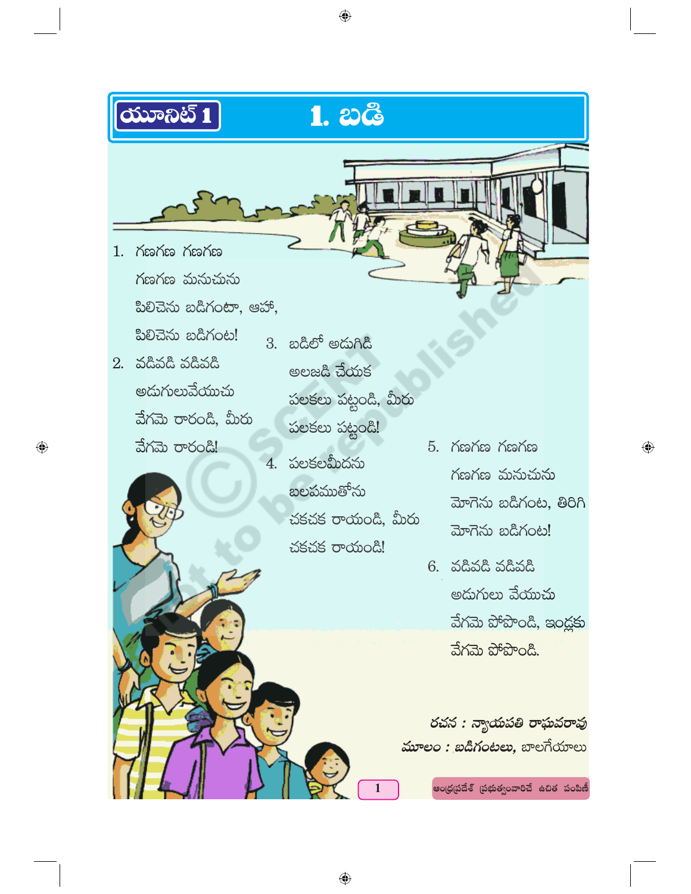# యూనిట్ 1

# 1. బడి

1. గణగణ గణగణ
   గణగణ మనుచును
   పిలిచెను బడిగంటా, ఆహా,
   పిలిచెను బడిగంట!

2. వడివడి వడివడి
   అడుగులువేయుచు
   వేగమె రారండి, మీరు
   వేగమె రారండి!

3. బడిలో అడుగిడి
   అలజడి చేయక
   పలకలు పట్టండి, మీరు
   పలకలు పట్టండి!

4. పలకలమీదను
   బలపముతోను
   చకచక రాయండి, మీరు
   చకచక రాయండి!

5. గణగణ గణగణ
   గణగణ మనుచును
   మోగెను బడిగంట, తిరిగి
   మోగెను బడిగంట!

6. వడివడి వడివడి
   అడుగులు వేయుచు
   వేగమె పోపొండి, ఇండ్లకు
   వేగమె పోపొండి.

*రచన : న్యాయపతి రాఘవరావు*

*మూలం : బడిగంటలు,* బాలగేయాలు

ఆంధ్రప్రదేశ్ ప్రభుత్వంవారిచే ఉచిత పంపిణీ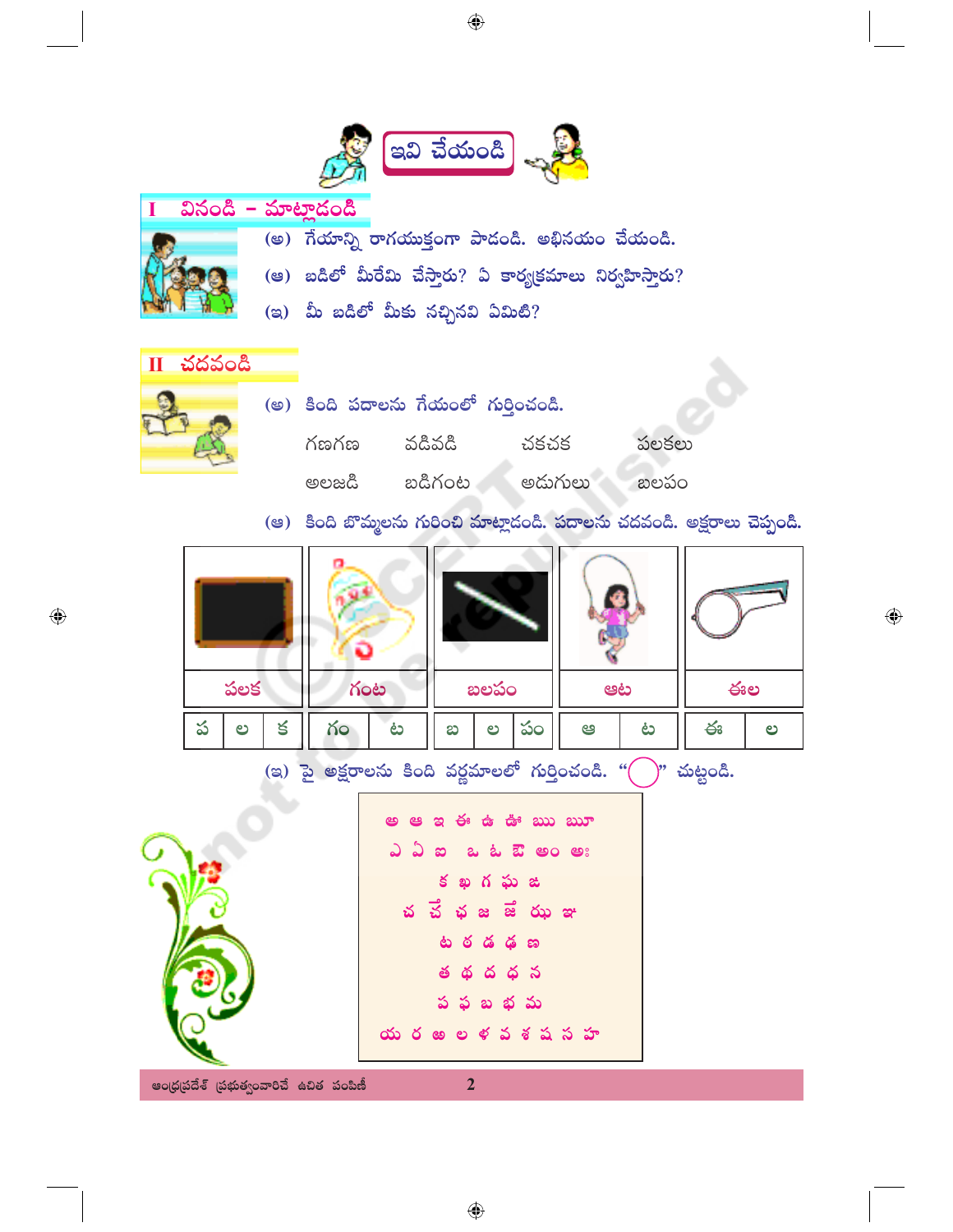# ఇవి చేయండి

## I వినండి – మాట్లాడండి

(అ) గేయాన్ని రాగయుక్తంగా పాడండి. అభినయం చేయండి.

(ఆ) బడిలో మీరేమి చేస్తారు? ఏ కార్యక్రమాలు నిర్వహిస్తారు?

(ఇ) మీ బడిలో మీకు నచ్చినవి ఏమిటి?

## II చదవండి

(అ) కింది పదాలను గేయంలో గుర్తించండి.

| | | | |
|---|---|---|---|
| గణగణ | వడివడి | చకచక | పలకలు |
| అలజడి | బడిగంట | అడుగులు | బలపం |

(ఆ) కింది బొమ్మలను గురించి మాట్లాడండి. పదాలను చదవండి. అక్షరాలు చెప్పండి.

| పలక | గంట | బలపం | ఆట | ఈల |
|---|---|---|---|---|
| ప ల క | గం ట | బ ల పం | ఆ ట | ఈ ల |

(ఇ) పై అక్షరాలను కింది వర్ణమాలలో గుర్తించండి. "◯" చుట్టండి.

అ ఆ ఇ ఈ ఉ ఊ ఋ ౠ

ఎ ఏ ఐ ఒ ఓ ఔ అం అః

క ఖ గ ఘ ఙ

చ ఛ జ ఝ ఞ

ట ఠ డ ఢ ణ

త థ ద ధ న

ప ఫ బ భ మ

య ర ఱ ల ళ వ శ ష స హ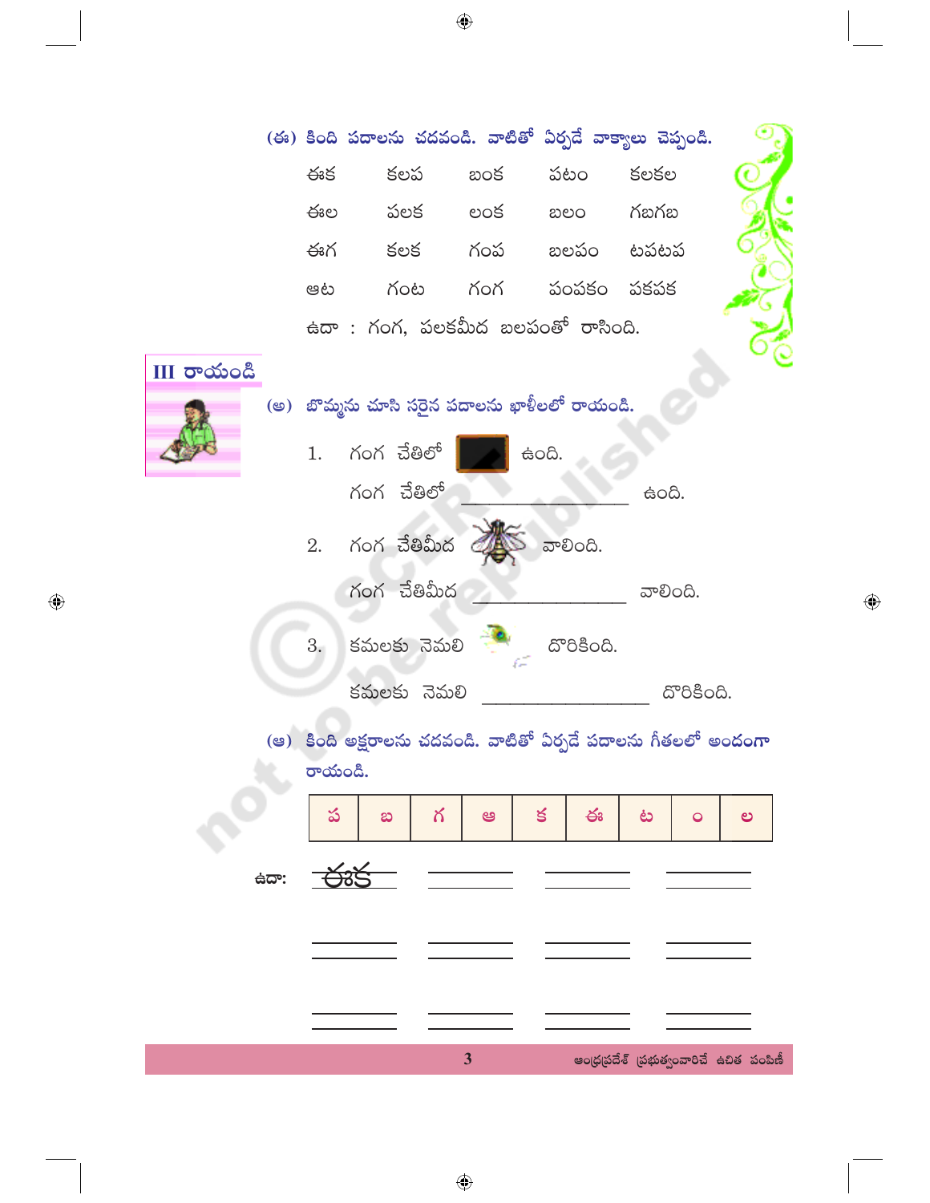(ఈ) కింది పదాలను చదవండి. వాటితో ఏర్పడే వాక్యాలు చెప్పండి.

| | | | | |
|---|---|---|---|---|
| ఈక | కలప | బంక | పటం | కలకల |
| ఈల | పలక | లంక | బలం | గబగబ |
| ఈగ | కలక | గంప | బలపం | టపటప |
| ఆట | గంట | గంగ | పంపకం | పకపక |

ఉదా : గంగ, పలకమీద బలపంతో రాసింది.

## III రాయండి

(అ) బొమ్మను చూసి సరైన పదాలను ఖాళీలలో రాయండి.

1. గంగ చేతిలో [బొమ్మ] ఉంది.

   గంగ చేతిలో ________________ ఉంది.

2. గంగ చేతిమీద [బొమ్మ] వాలింది.

   గంగ చేతిమీద ________________ వాలింది.

3. కమలకు నెమలి [బొమ్మ] దొరికింది.

   కమలకు నెమలి ________________ దొరికింది.

(ఆ) కింది అక్షరాలను చదవండి. వాటితో ఏర్పడే పదాలను గీతలలో అందంగా రాయండి.

| ప | బ | గ | ఆ | క | ఈ | ట | ం | ల |
|---|---|---|---|---|---|---|---|---|

ఉదా: ఈక ________ ________ ________

________ ________ ________ ________

________ ________ ________ ________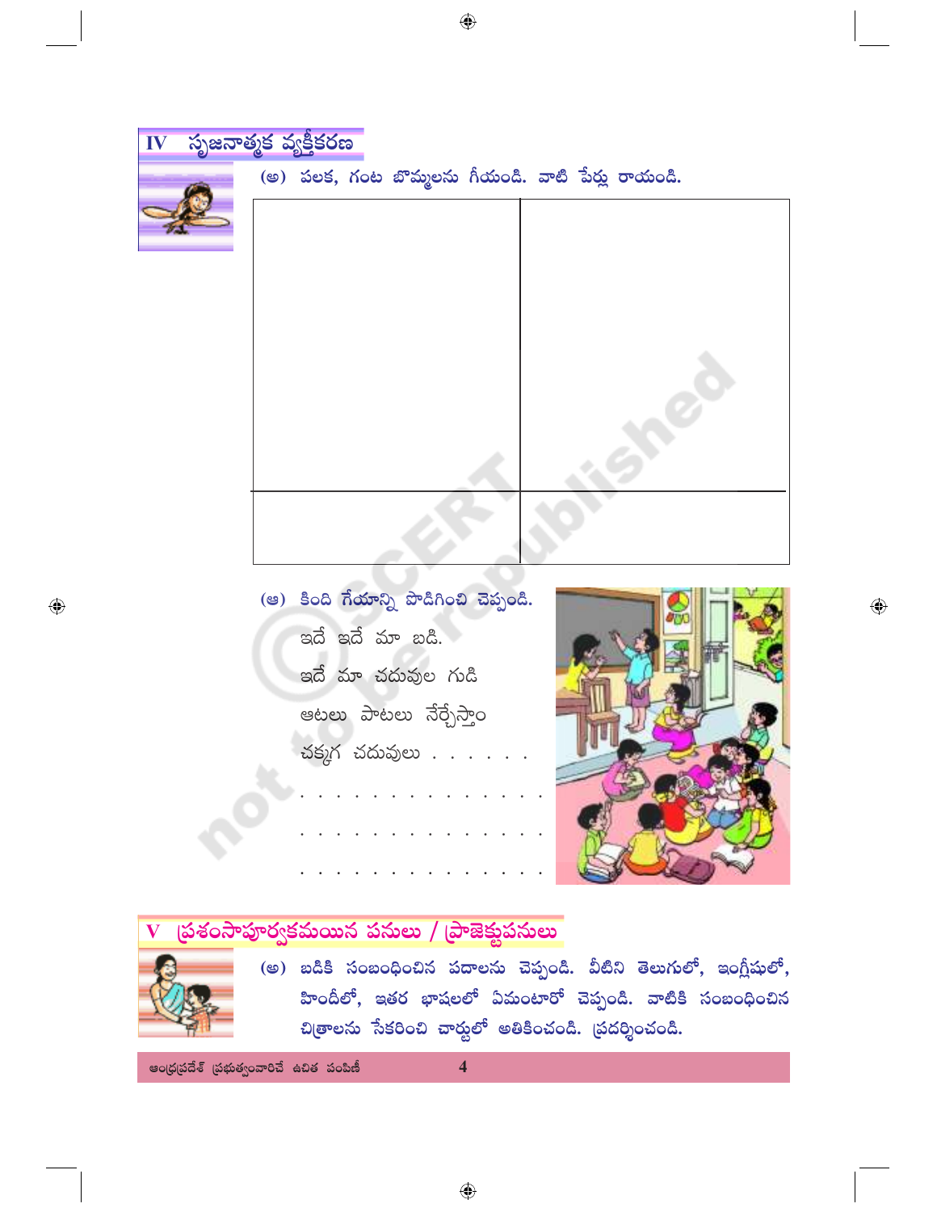## IV సృజనాత్మక వ్యక్తీకరణ

(అ) పలక, గంట బొమ్మలను గీయండి. వాటి పేర్లు రాయండి.

| | |
|---|---|
| | |
| | |

(ఆ) కింది గేయాన్ని పొడిగించి చెప్పండి.

ఇదే ఇదే మా బడి.

ఇదే మా చదువుల గుడి

ఆటలు పాటలు నేర్చేస్తాం

చక్కగ చదువులు . . . . . .

. . . . . . . . . . . . . . .

. . . . . . . . . . . . . . .

. . . . . . . . . . . . . . .

## V ప్రశంసాపూర్వకమయిన పనులు / ప్రాజెక్టుపనులు

(అ) బడికి సంబంధించిన పదాలను చెప్పండి. వీటిని తెలుగులో, ఇంగ్లీషులో, హిందీలో, ఇతర భాషలలో ఏమంటారో చెప్పండి. వాటికి సంబంధించిన చిత్రాలను సేకరించి చార్టులో అతికించండి. ప్రదర్శించండి.